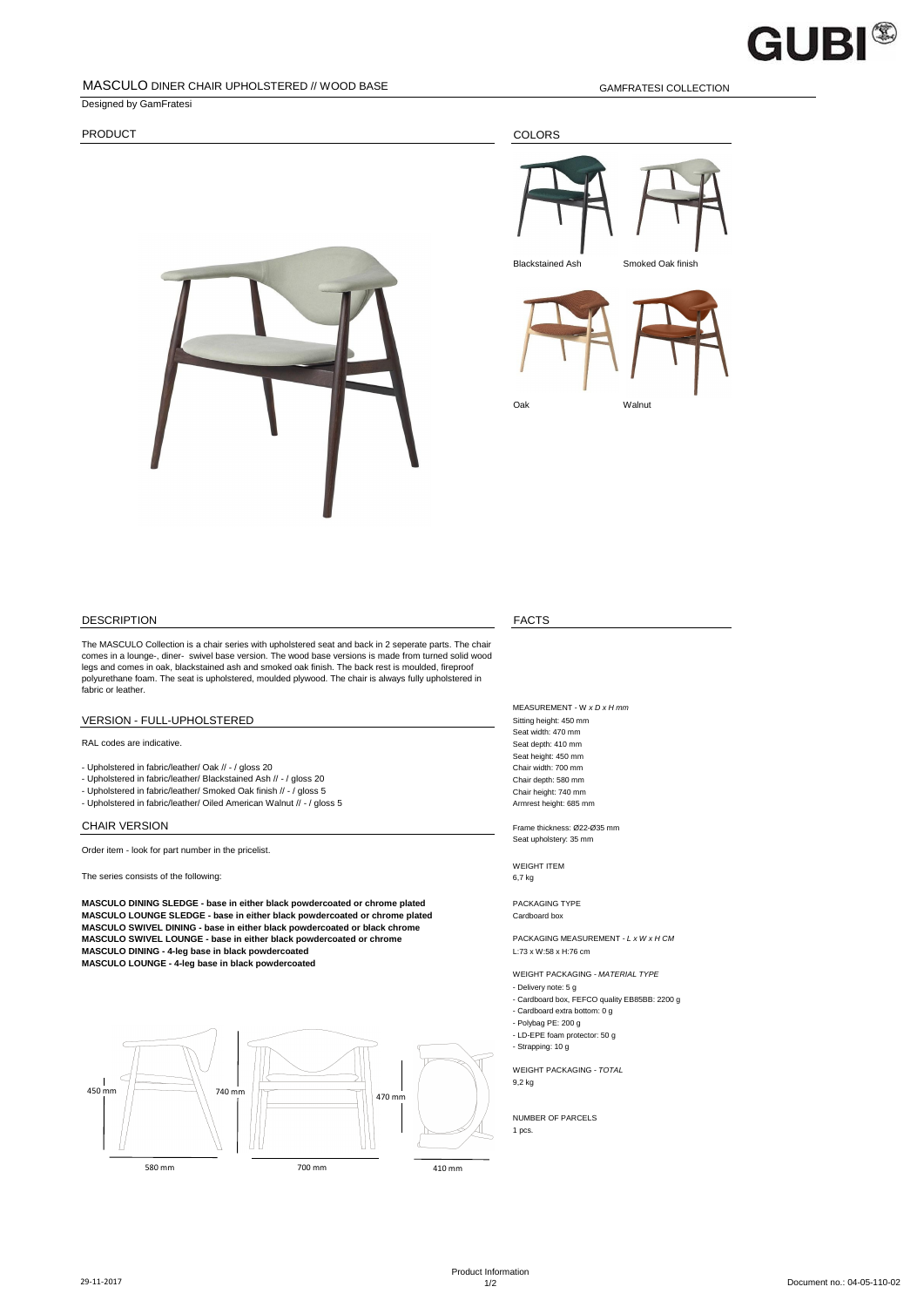# MASCULO DINER CHAIR UPHOLSTERED // WOOD BASE

GAMFRATESI COLLECTION

Designed by GamFratesi

## PRODUCT

## COLORS

Blackstained Ash

Smoked Oak finish

Oak

Walnut

## DESCRIPTION

The MASCULO Collection is a chair series with upholstered seat and back in 2 seperate parts. The chair comes in a lounge-, diner- swivel base version. The wood base versions is made from turned solid wood legs and comes in oak, blackstained ash and smoked oak finish. The back rest is moulded, fireproof polyurethane foam. The seat is upholstered, moulded plywood. The chair is always fully upholstered in fabric or leather.

## VERSION - FULL-UPHOLSTERED

RAL codes are indicative.

- Upholstered in fabric/leather/ Oak // - / gloss 20
- Upholstered in fabric/leather/ Blackstained Ash // - / gloss 20
- Upholstered in fabric/leather/ Smoked Oak finish // - / gloss 5
- Upholstered in fabric/leather/ Oiled American Walnut // - / gloss 5

## CHAIR VERSION

Order item - look for part number in the pricelist.

The series consists of the following:

**MASCULO DINING SLEDGE - base in either black powdercoated or chrome plated**
**MASCULO LOUNGE SLEDGE - base in either black powdercoated or chrome plated**
**MASCULO SWIVEL DINING - base in either black powdercoated or black chrome**
**MASCULO SWIVEL LOUNGE - base in either black powdercoated or chrome**
**MASCULO DINING - 4-leg base in black powdercoated**
**MASCULO LOUNGE - 4-leg base in black powdercoated**

450 mm 740 mm 470 mm

580 mm 700 mm 410 mm

## FACTS

MEASUREMENT - W *x D x H mm*

Sitting height: 450 mm
Seat width: 470 mm
Seat depth: 410 mm
Seat height: 450 mm
Chair width: 700 mm
Chair depth: 580 mm
Chair height: 740 mm
Armrest height: 685 mm

Frame thickness: Ø22-Ø35 mm
Seat upholstery: 35 mm

WEIGHT ITEM
6,7 kg

PACKAGING TYPE
Cardboard box

PACKAGING MEASUREMENT - *L x W x H CM*
L:73 x W:58 x H:76 cm

WEIGHT PACKAGING - *MATERIAL TYPE*

- Delivery note: 5 g
- Cardboard box, FEFCO quality EB85BB: 2200 g
- Cardboard extra bottom: 0 g
- Polybag PE: 200 g
- LD-EPE foam protector: 50 g
- Strapping: 10 g

WEIGHT PACKAGING - *TOTAL*
9,2 kg

NUMBER OF PARCELS
1 pcs.

29-11-2017

Product Information

Document no.: 04-05-110-02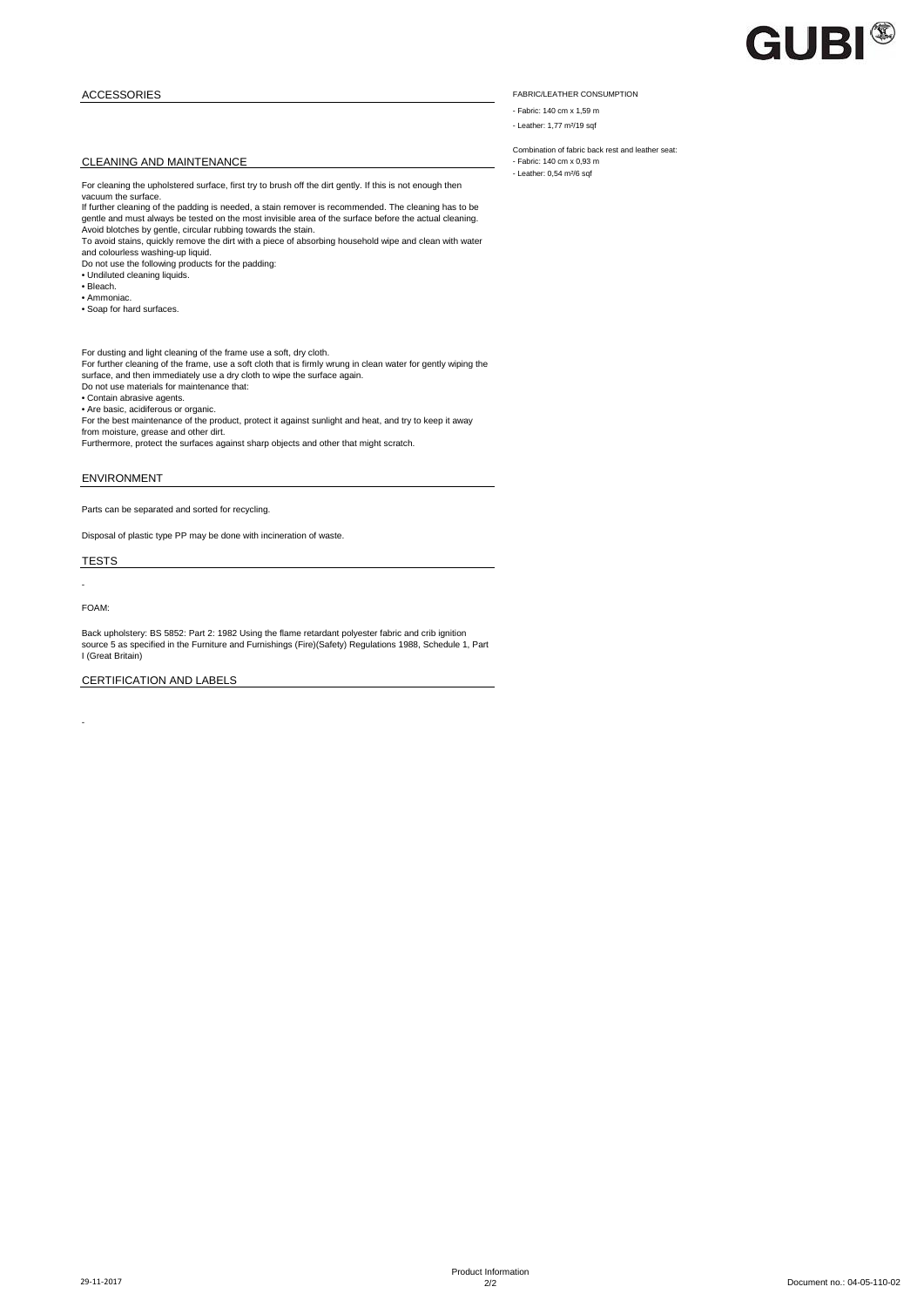## ACCESSORIES

## CLEANING AND MAINTENANCE

For cleaning the upholstered surface, first try to brush off the dirt gently. If this is not enough then vacuum the surface.
If further cleaning of the padding is needed, a stain remover is recommended. The cleaning has to be gentle and must always be tested on the most invisible area of the surface before the actual cleaning.
Avoid blotches by gentle, circular rubbing towards the stain.
To avoid stains, quickly remove the dirt with a piece of absorbing household wipe and clean with water and colourless washing-up liquid.
Do not use the following products for the padding:

- Undiluted cleaning liquids.
- Bleach.
- Ammoniac.
- Soap for hard surfaces.

For dusting and light cleaning of the frame use a soft, dry cloth.
For further cleaning of the frame, use a soft cloth that is firmly wrung in clean water for gently wiping the surface, and then immediately use a dry cloth to wipe the surface again.
Do not use materials for maintenance that:

- Contain abrasive agents.
- Are basic, acidiferous or organic.

For the best maintenance of the product, protect it against sunlight and heat, and try to keep it away from moisture, grease and other dirt.
Furthermore, protect the surfaces against sharp objects and other that might scratch.

## ENVIRONMENT

Parts can be separated and sorted for recycling.

Disposal of plastic type PP may be done with incineration of waste.

## TESTS

-

FOAM:

Back upholstery: BS 5852: Part 2: 1982 Using the flame retardant polyester fabric and crib ignition source 5 as specified in the Furniture and Furnishings (Fire)(Safety) Regulations 1988, Schedule 1, Part I (Great Britain)

## CERTIFICATION AND LABELS

-

FABRIC/LEATHER CONSUMPTION

- Fabric: 140 cm x 1,59 m
- Leather: 1,77 m²/19 sqf

Combination of fabric back rest and leather seat:

- Fabric: 140 cm x 0,93 m
- Leather: 0,54 m²/6 sqf